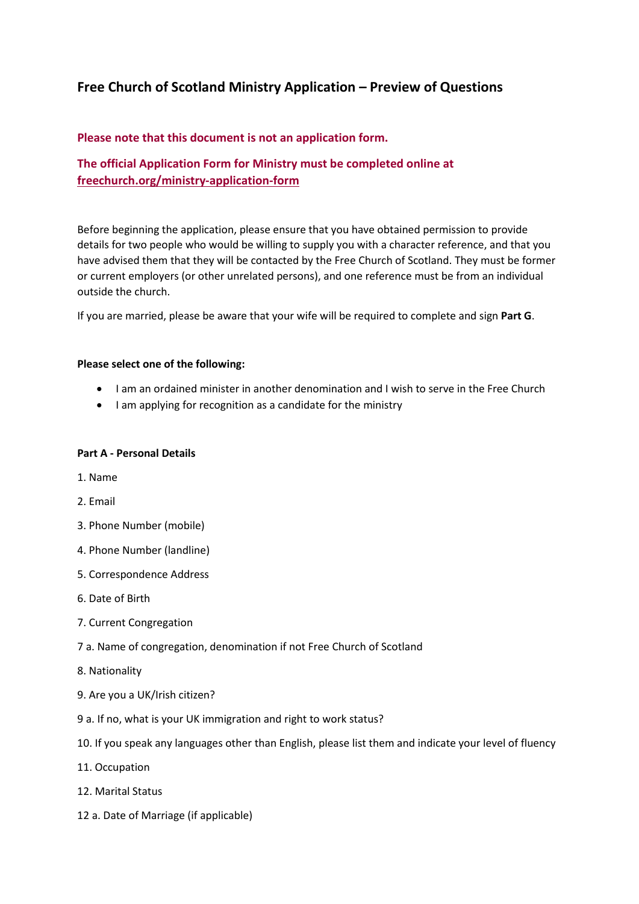# Free Church of Scotland Ministry Application – Preview of Questions

**Please note that this document is not an application form.**

**The official Application Form for Ministry must be completed online at [freechurch.org/ministry-application-form](freechurch.org/ministry-application-form)**

Before beginning the application, please ensure that you have obtained permission to provide details for two people who would be willing to supply you with a character reference, and that you have advised them that they will be contacted by the Free Church of Scotland. They must be former or current employers (or other unrelated persons), and one reference must be from an individual outside the church.

If you are married, please be aware that your wife will be required to complete and sign **Part G**.

**Please select one of the following:**

- I am an ordained minister in another denomination and I wish to serve in the Free Church
- I am applying for recognition as a candidate for the ministry

**Part A - Personal Details**

1. Name

2. Email

3. Phone Number (mobile)

4. Phone Number (landline)

5. Correspondence Address

6. Date of Birth

7. Current Congregation

7 a. Name of congregation, denomination if not Free Church of Scotland

8. Nationality

9. Are you a UK/Irish citizen?

9 a. If no, what is your UK immigration and right to work status?

10. If you speak any languages other than English, please list them and indicate your level of fluency

11. Occupation

12. Marital Status

12 a. Date of Marriage (if applicable)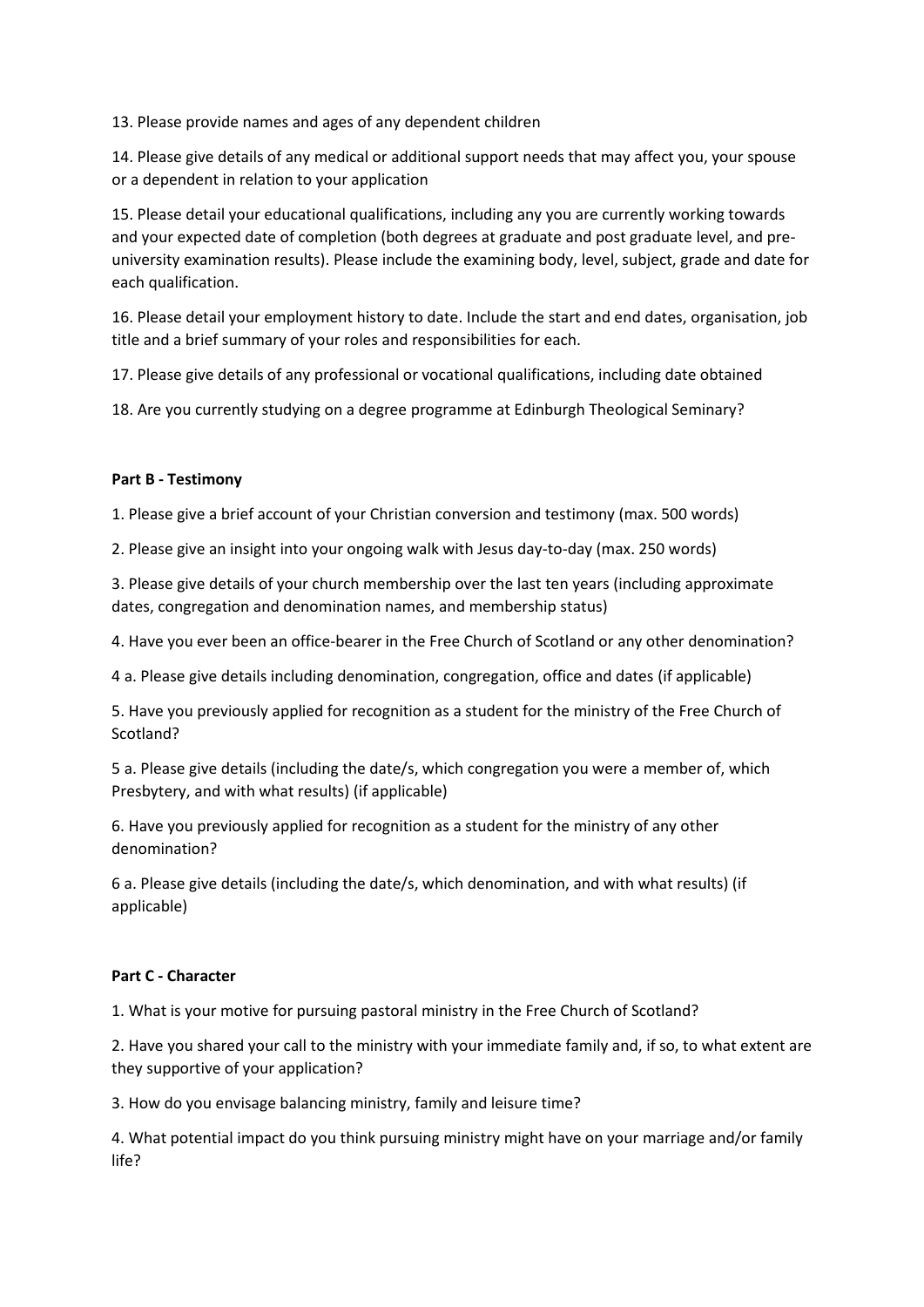13. Please provide names and ages of any dependent children

14. Please give details of any medical or additional support needs that may affect you, your spouse or a dependent in relation to your application

15. Please detail your educational qualifications, including any you are currently working towards and your expected date of completion (both degrees at graduate and post graduate level, and pre-university examination results). Please include the examining body, level, subject, grade and date for each qualification.

16. Please detail your employment history to date. Include the start and end dates, organisation, job title and a brief summary of your roles and responsibilities for each.

17. Please give details of any professional or vocational qualifications, including date obtained

18. Are you currently studying on a degree programme at Edinburgh Theological Seminary?

**Part B - Testimony**

1. Please give a brief account of your Christian conversion and testimony (max. 500 words)

2. Please give an insight into your ongoing walk with Jesus day-to-day (max. 250 words)

3. Please give details of your church membership over the last ten years (including approximate dates, congregation and denomination names, and membership status)

4. Have you ever been an office-bearer in the Free Church of Scotland or any other denomination?

4 a. Please give details including denomination, congregation, office and dates (if applicable)

5. Have you previously applied for recognition as a student for the ministry of the Free Church of Scotland?

5 a. Please give details (including the date/s, which congregation you were a member of, which Presbytery, and with what results) (if applicable)

6. Have you previously applied for recognition as a student for the ministry of any other denomination?

6 a. Please give details (including the date/s, which denomination, and with what results) (if applicable)

**Part C - Character**

1. What is your motive for pursuing pastoral ministry in the Free Church of Scotland?

2. Have you shared your call to the ministry with your immediate family and, if so, to what extent are they supportive of your application?

3. How do you envisage balancing ministry, family and leisure time?

4. What potential impact do you think pursuing ministry might have on your marriage and/or family life?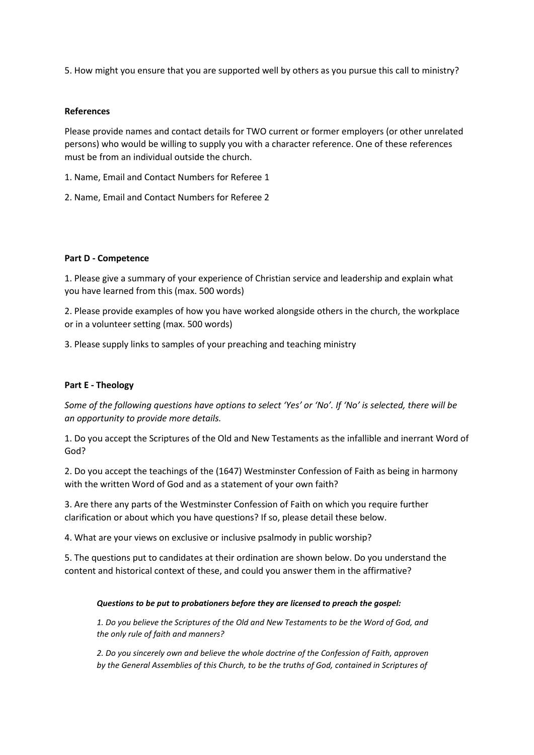5. How might you ensure that you are supported well by others as you pursue this call to ministry?

**References**

Please provide names and contact details for TWO current or former employers (or other unrelated persons) who would be willing to supply you with a character reference. One of these references must be from an individual outside the church.

1. Name, Email and Contact Numbers for Referee 1

2. Name, Email and Contact Numbers for Referee 2

**Part D - Competence**

1. Please give a summary of your experience of Christian service and leadership and explain what you have learned from this (max. 500 words)

2. Please provide examples of how you have worked alongside others in the church, the workplace or in a volunteer setting (max. 500 words)

3. Please supply links to samples of your preaching and teaching ministry

**Part E - Theology**

*Some of the following questions have options to select 'Yes' or 'No'. If 'No' is selected, there will be an opportunity to provide more details.*

1. Do you accept the Scriptures of the Old and New Testaments as the infallible and inerrant Word of God?

2. Do you accept the teachings of the (1647) Westminster Confession of Faith as being in harmony with the written Word of God and as a statement of your own faith?

3. Are there any parts of the Westminster Confession of Faith on which you require further clarification or about which you have questions? If so, please detail these below.

4. What are your views on exclusive or inclusive psalmody in public worship?

5. The questions put to candidates at their ordination are shown below. Do you understand the content and historical context of these, and could you answer them in the affirmative?

> ***Questions to be put to probationers before they are licensed to preach the gospel:***
>
> *1. Do you believe the Scriptures of the Old and New Testaments to be the Word of God, and the only rule of faith and manners?*
>
> *2. Do you sincerely own and believe the whole doctrine of the Confession of Faith, approven by the General Assemblies of this Church, to be the truths of God, contained in Scriptures of*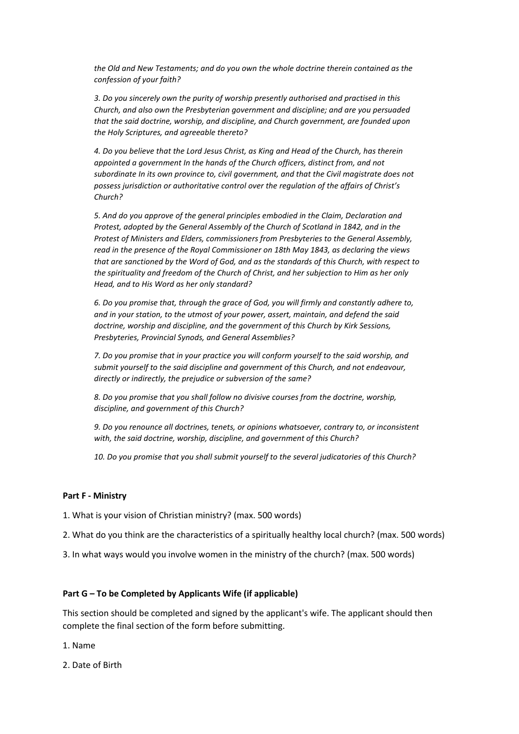*the Old and New Testaments; and do you own the whole doctrine therein contained as the confession of your faith?*

*3. Do you sincerely own the purity of worship presently authorised and practised in this Church, and also own the Presbyterian government and discipline; and are you persuaded that the said doctrine, worship, and discipline, and Church government, are founded upon the Holy Scriptures, and agreeable thereto?*

*4. Do you believe that the Lord Jesus Christ, as King and Head of the Church, has therein appointed a government In the hands of the Church officers, distinct from, and not subordinate In its own province to, civil government, and that the Civil magistrate does not possess jurisdiction or authoritative control over the regulation of the affairs of Christ's Church?*

*5. And do you approve of the general principles embodied in the Claim, Declaration and Protest, adopted by the General Assembly of the Church of Scotland in 1842, and in the Protest of Ministers and Elders, commissioners from Presbyteries to the General Assembly, read in the presence of the Royal Commissioner on 18th May 1843, as declaring the views that are sanctioned by the Word of God, and as the standards of this Church, with respect to the spirituality and freedom of the Church of Christ, and her subjection to Him as her only Head, and to His Word as her only standard?*

*6. Do you promise that, through the grace of God, you will firmly and constantly adhere to, and in your station, to the utmost of your power, assert, maintain, and defend the said doctrine, worship and discipline, and the government of this Church by Kirk Sessions, Presbyteries, Provincial Synods, and General Assemblies?*

*7. Do you promise that in your practice you will conform yourself to the said worship, and submit yourself to the said discipline and government of this Church, and not endeavour, directly or indirectly, the prejudice or subversion of the same?*

*8. Do you promise that you shall follow no divisive courses from the doctrine, worship, discipline, and government of this Church?*

*9. Do you renounce all doctrines, tenets, or opinions whatsoever, contrary to, or inconsistent with, the said doctrine, worship, discipline, and government of this Church?*

*10. Do you promise that you shall submit yourself to the several judicatories of this Church?*

**Part F - Ministry**

1. What is your vision of Christian ministry? (max. 500 words)
2. What do you think are the characteristics of a spiritually healthy local church? (max. 500 words)
3. In what ways would you involve women in the ministry of the church? (max. 500 words)

**Part G – To be Completed by Applicants Wife (if applicable)**

This section should be completed and signed by the applicant's wife. The applicant should then complete the final section of the form before submitting.

1. Name
2. Date of Birth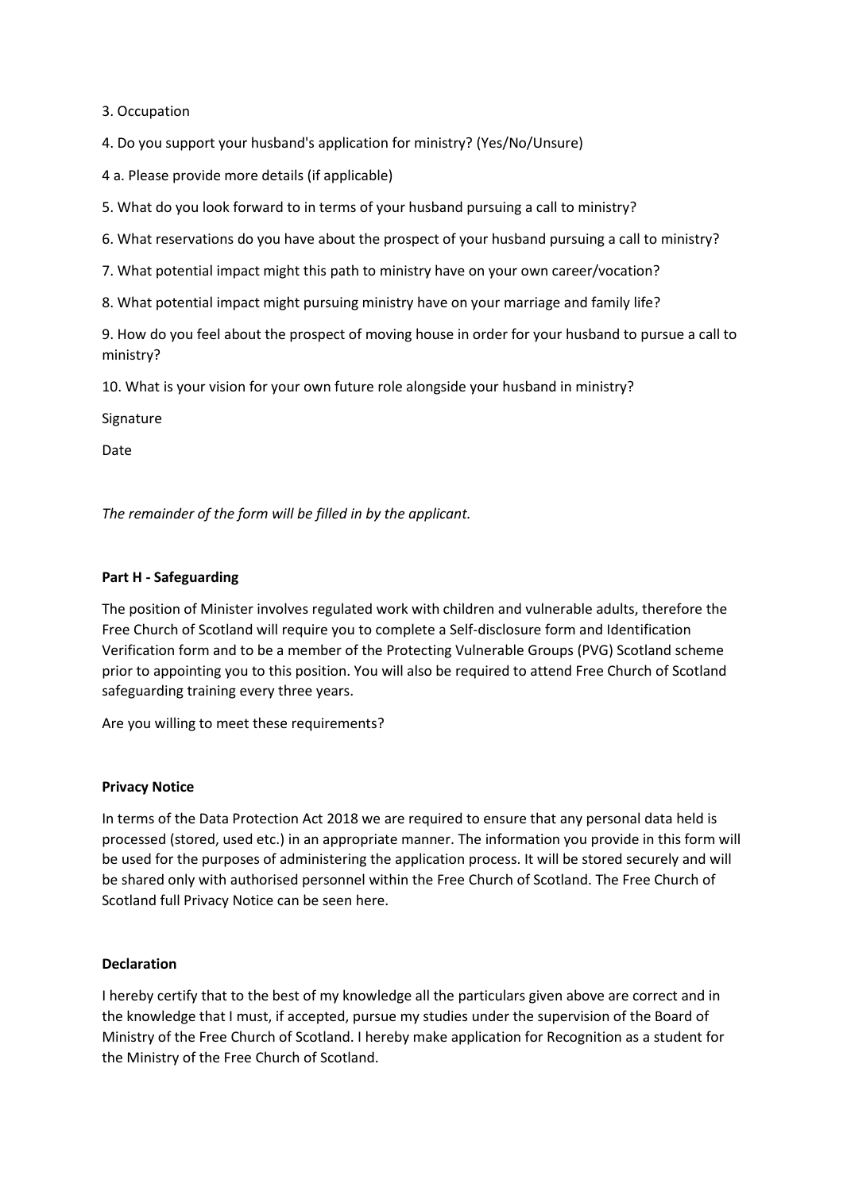3. Occupation

4. Do you support your husband's application for ministry? (Yes/No/Unsure)

4 a. Please provide more details (if applicable)

5. What do you look forward to in terms of your husband pursuing a call to ministry?

6. What reservations do you have about the prospect of your husband pursuing a call to ministry?

7. What potential impact might this path to ministry have on your own career/vocation?

8. What potential impact might pursuing ministry have on your marriage and family life?

9. How do you feel about the prospect of moving house in order for your husband to pursue a call to ministry?

10. What is your vision for your own future role alongside your husband in ministry?

Signature

Date

*The remainder of the form will be filled in by the applicant.*

**Part H - Safeguarding**

The position of Minister involves regulated work with children and vulnerable adults, therefore the Free Church of Scotland will require you to complete a Self-disclosure form and Identification Verification form and to be a member of the Protecting Vulnerable Groups (PVG) Scotland scheme prior to appointing you to this position. You will also be required to attend Free Church of Scotland safeguarding training every three years.

Are you willing to meet these requirements?

**Privacy Notice**

In terms of the Data Protection Act 2018 we are required to ensure that any personal data held is processed (stored, used etc.) in an appropriate manner. The information you provide in this form will be used for the purposes of administering the application process. It will be stored securely and will be shared only with authorised personnel within the Free Church of Scotland. The Free Church of Scotland full Privacy Notice can be seen here.

**Declaration**

I hereby certify that to the best of my knowledge all the particulars given above are correct and in the knowledge that I must, if accepted, pursue my studies under the supervision of the Board of Ministry of the Free Church of Scotland. I hereby make application for Recognition as a student for the Ministry of the Free Church of Scotland.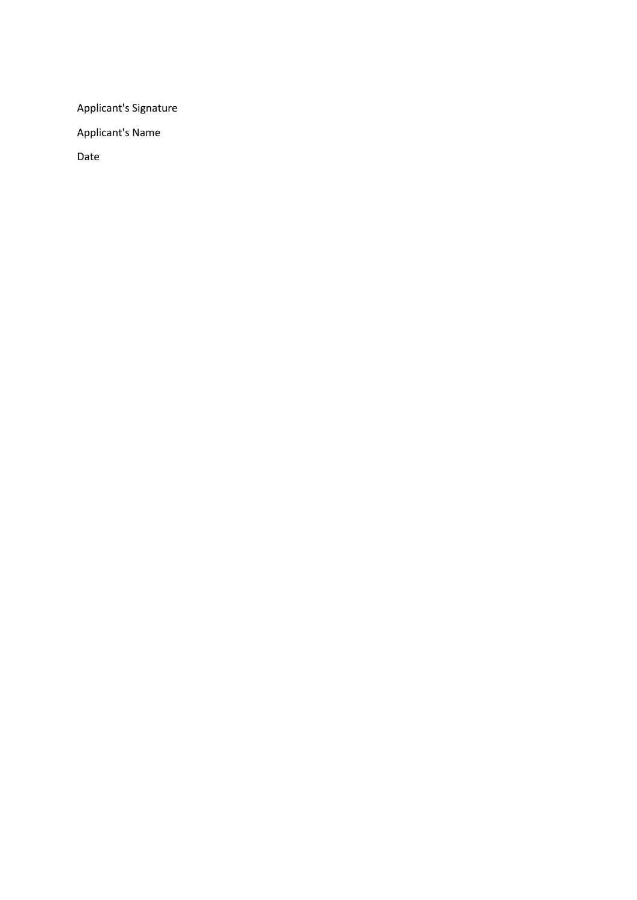Applicant's Signature

Applicant's Name

Date